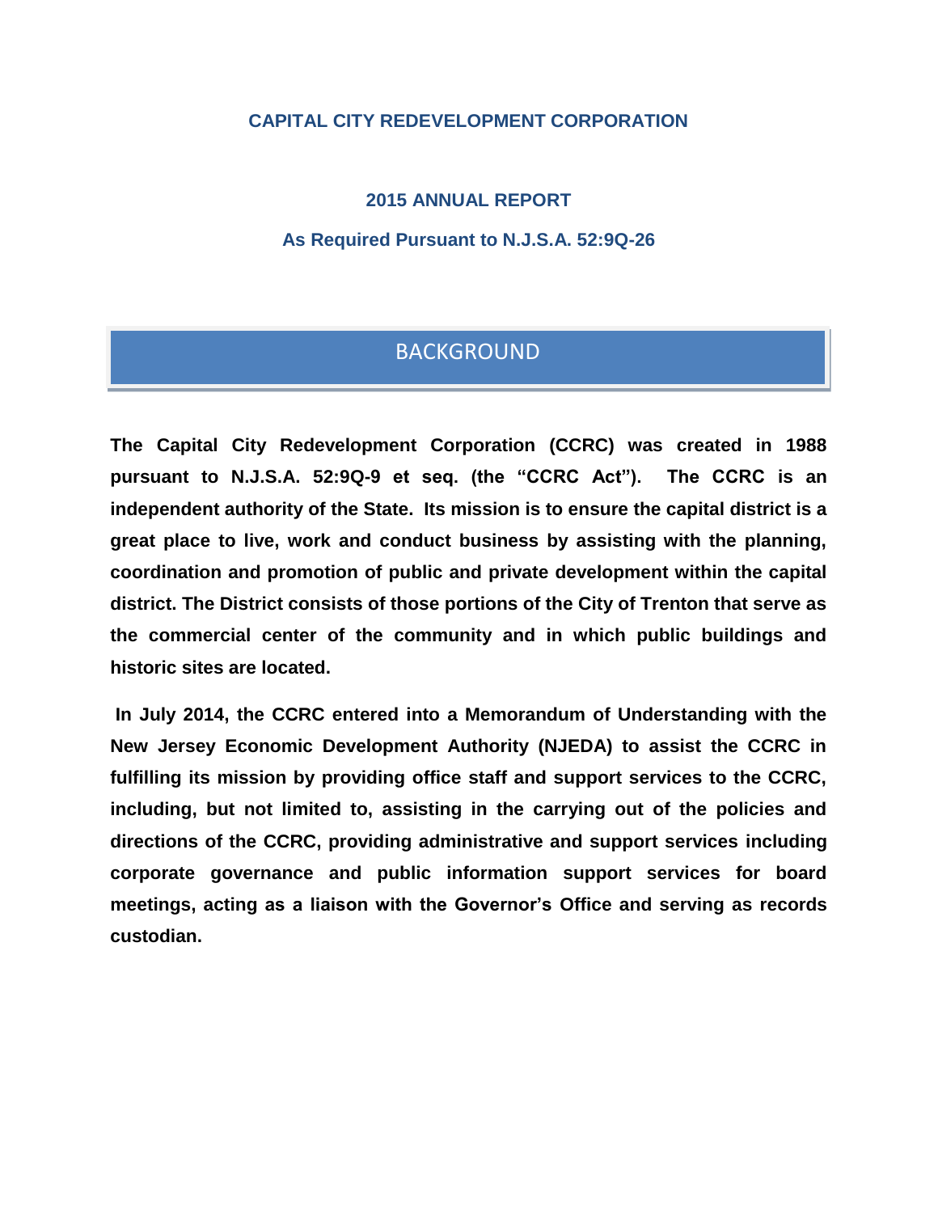# CAPITAL CITY REDEVELOPMENT CORPORATION

## 2015 ANNUAL REPORT

### As Required Pursuant to N.J.S.A. 52:9Q-26

## BACKGROUND

**The Capital City Redevelopment Corporation (CCRC) was created in 1988 pursuant to N.J.S.A. 52:9Q-9 et seq. (the "CCRC Act"). The CCRC is an independent authority of the State. Its mission is to ensure the capital district is a great place to live, work and conduct business by assisting with the planning, coordination and promotion of public and private development within the capital district. The District consists of those portions of the City of Trenton that serve as the commercial center of the community and in which public buildings and historic sites are located.**

**In July 2014, the CCRC entered into a Memorandum of Understanding with the New Jersey Economic Development Authority (NJEDA) to assist the CCRC in fulfilling its mission by providing office staff and support services to the CCRC, including, but not limited to, assisting in the carrying out of the policies and directions of the CCRC, providing administrative and support services including corporate governance and public information support services for board meetings, acting as a liaison with the Governor's Office and serving as records custodian.**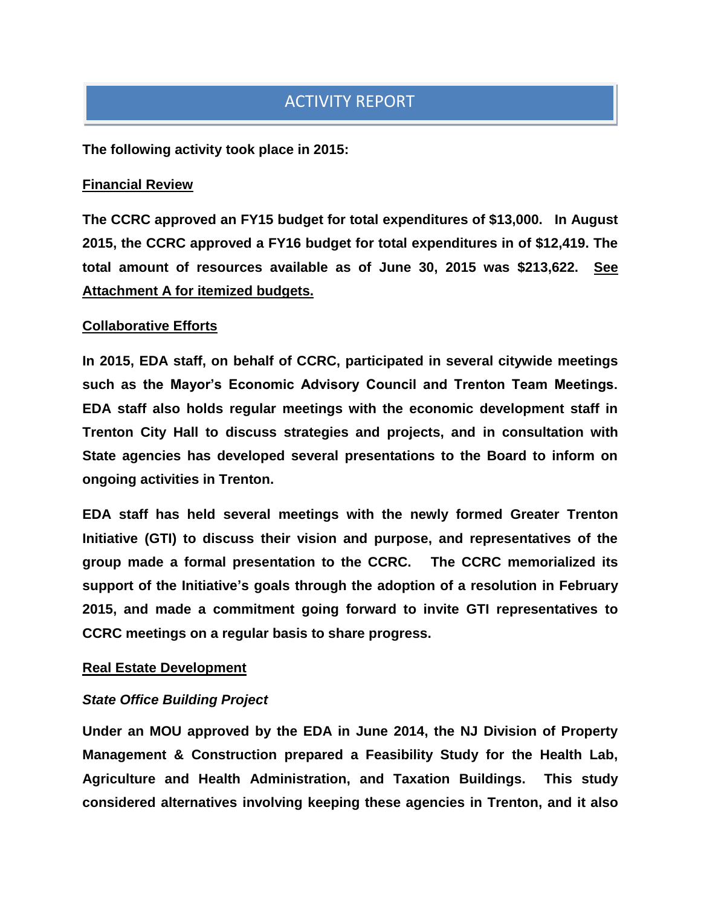# ACTIVITY REPORT

**The following activity took place in 2015:**

**Financial Review**

**The CCRC approved an FY15 budget for total expenditures of $13,000. In August 2015, the CCRC approved a FY16 budget for total expenditures in of $12,419. The total amount of resources available as of June 30, 2015 was $213,622. See Attachment A for itemized budgets.**

**Collaborative Efforts**

**In 2015, EDA staff, on behalf of CCRC, participated in several citywide meetings such as the Mayor's Economic Advisory Council and Trenton Team Meetings. EDA staff also holds regular meetings with the economic development staff in Trenton City Hall to discuss strategies and projects, and in consultation with State agencies has developed several presentations to the Board to inform on ongoing activities in Trenton.**

**EDA staff has held several meetings with the newly formed Greater Trenton Initiative (GTI) to discuss their vision and purpose, and representatives of the group made a formal presentation to the CCRC. The CCRC memorialized its support of the Initiative's goals through the adoption of a resolution in February 2015, and made a commitment going forward to invite GTI representatives to CCRC meetings on a regular basis to share progress.**

**Real Estate Development**

***State Office Building Project***

**Under an MOU approved by the EDA in June 2014, the NJ Division of Property Management & Construction prepared a Feasibility Study for the Health Lab, Agriculture and Health Administration, and Taxation Buildings. This study considered alternatives involving keeping these agencies in Trenton, and it also**